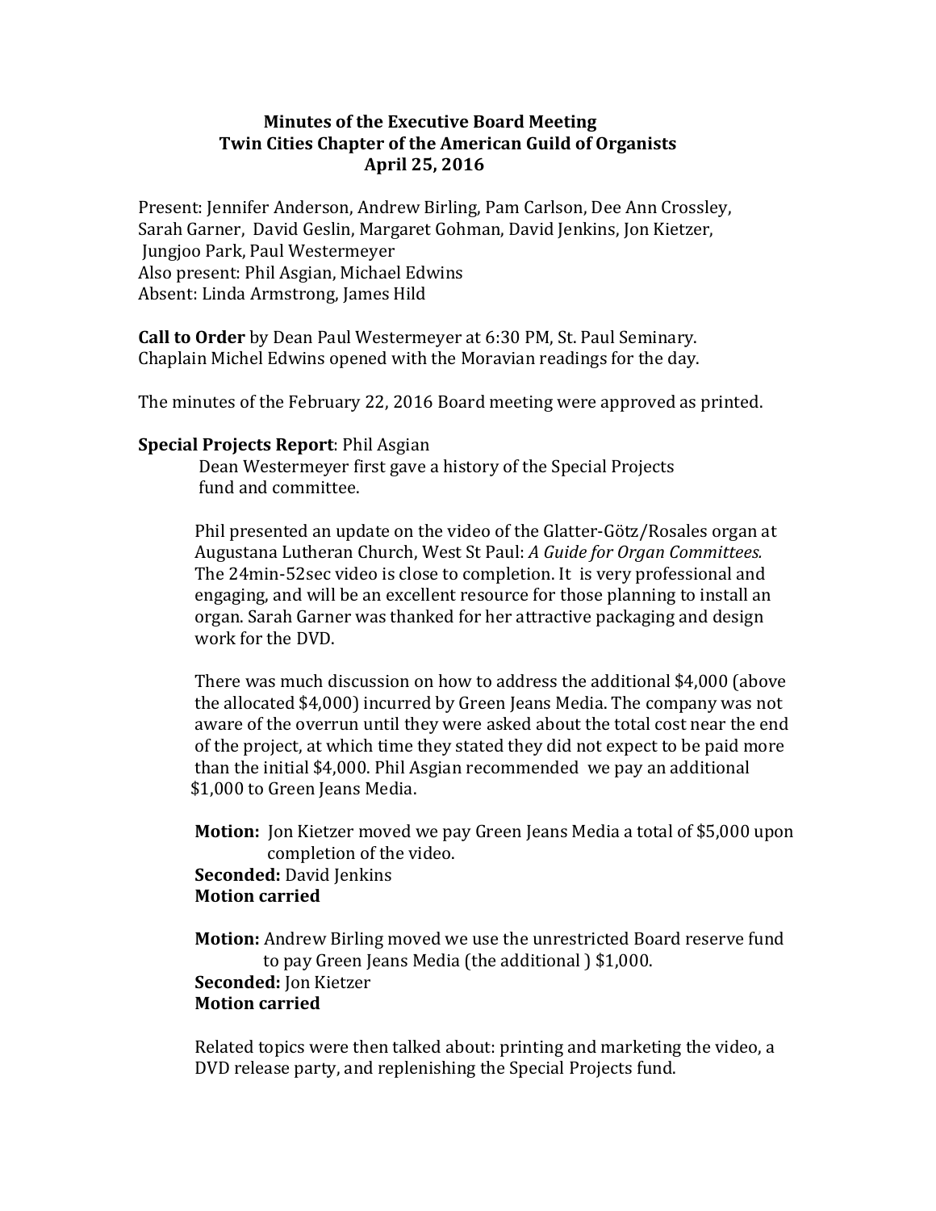**Minutes of the Executive Board Meeting**
**Twin Cities Chapter of the American Guild of Organists**
**April 25, 2016**

Present: Jennifer Anderson, Andrew Birling, Pam Carlson, Dee Ann Crossley, Sarah Garner, David Geslin, Margaret Gohman, David Jenkins, Jon Kietzer, Jungjoo Park, Paul Westermeyer
Also present: Phil Asgian, Michael Edwins
Absent: Linda Armstrong, James Hild

**Call to Order** by Dean Paul Westermeyer at 6:30 PM, St. Paul Seminary. Chaplain Michel Edwins opened with the Moravian readings for the day.

The minutes of the February 22, 2016 Board meeting were approved as printed.

**Special Projects Report**: Phil Asgian

Dean Westermeyer first gave a history of the Special Projects fund and committee.

Phil presented an update on the video of the Glatter-Götz/Rosales organ at Augustana Lutheran Church, West St Paul: *A Guide for Organ Committees.* The 24min-52sec video is close to completion. It is very professional and engaging, and will be an excellent resource for those planning to install an organ. Sarah Garner was thanked for her attractive packaging and design work for the DVD.

There was much discussion on how to address the additional $4,000 (above the allocated $4,000) incurred by Green Jeans Media. The company was not aware of the overrun until they were asked about the total cost near the end of the project, at which time they stated they did not expect to be paid more than the initial $4,000. Phil Asgian recommended we pay an additional $1,000 to Green Jeans Media.

**Motion:** Jon Kietzer moved we pay Green Jeans Media a total of $5,000 upon completion of the video.
**Seconded:** David Jenkins
**Motion carried**

**Motion:** Andrew Birling moved we use the unrestricted Board reserve fund to pay Green Jeans Media (the additional ) $1,000.
**Seconded:** Jon Kietzer
**Motion carried**

Related topics were then talked about: printing and marketing the video, a DVD release party, and replenishing the Special Projects fund.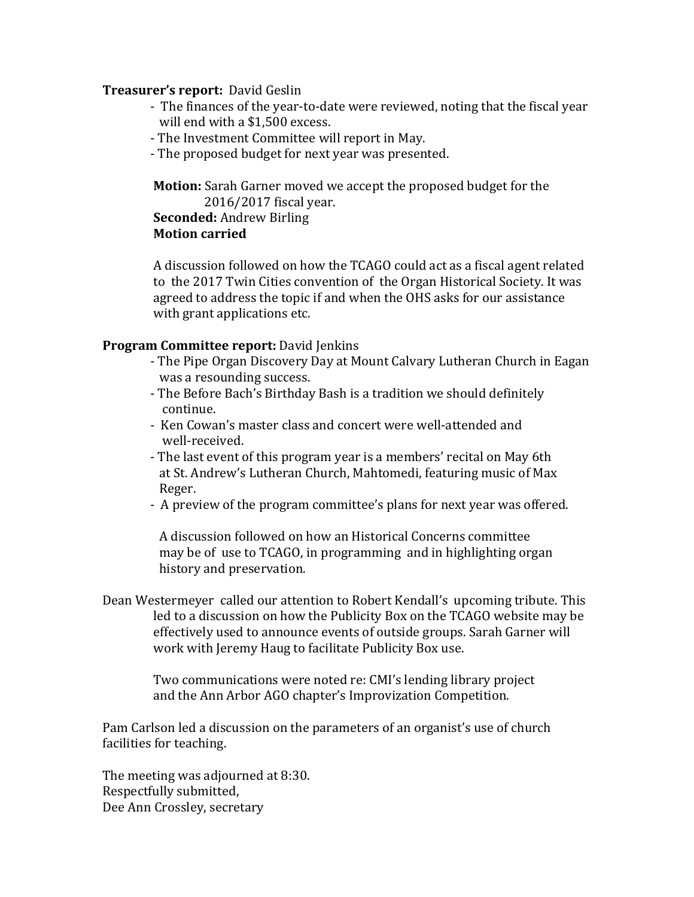**Treasurer's report:** David Geslin

- The finances of the year-to-date were reviewed, noting that the fiscal year will end with a $1,500 excess.
- The Investment Committee will report in May.
- The proposed budget for next year was presented.

**Motion:** Sarah Garner moved we accept the proposed budget for the 2016/2017 fiscal year.
**Seconded:** Andrew Birling
**Motion carried**

A discussion followed on how the TCAGO could act as a fiscal agent related to the 2017 Twin Cities convention of the Organ Historical Society. It was agreed to address the topic if and when the OHS asks for our assistance with grant applications etc.

**Program Committee report:** David Jenkins

- The Pipe Organ Discovery Day at Mount Calvary Lutheran Church in Eagan was a resounding success.
- The Before Bach's Birthday Bash is a tradition we should definitely continue.
- Ken Cowan's master class and concert were well-attended and well-received.
- The last event of this program year is a members' recital on May 6th at St. Andrew's Lutheran Church, Mahtomedi, featuring music of Max Reger.
- A preview of the program committee's plans for next year was offered.

A discussion followed on how an Historical Concerns committee may be of use to TCAGO, in programming and in highlighting organ history and preservation.

Dean Westermeyer called our attention to Robert Kendall's upcoming tribute. This led to a discussion on how the Publicity Box on the TCAGO website may be effectively used to announce events of outside groups. Sarah Garner will work with Jeremy Haug to facilitate Publicity Box use.

Two communications were noted re: CMI's lending library project and the Ann Arbor AGO chapter's Improvization Competition.

Pam Carlson led a discussion on the parameters of an organist's use of church facilities for teaching.

The meeting was adjourned at 8:30.
Respectfully submitted,
Dee Ann Crossley, secretary